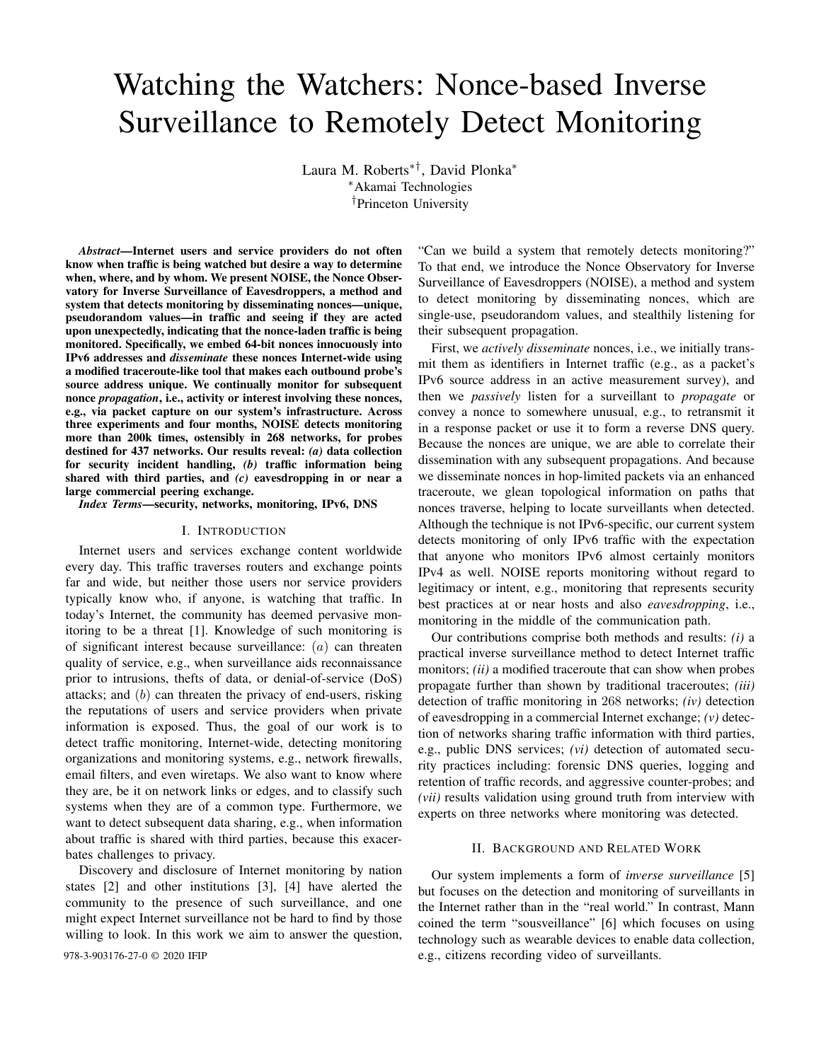# Watching the Watchers: Nonce-based Inverse Surveillance to Remotely Detect Monitoring

Laura M. Roberts[*†], David Plonka[*]
[*]Akamai Technologies
[†]Princeton University

***Abstract*—Internet users and service providers do not often know when traffic is being watched but desire a way to determine when, where, and by whom. We present NOISE, the Nonce Observatory for Inverse Surveillance of Eavesdroppers, a method and system that detects monitoring by disseminating nonces—unique, pseudorandom values—in traffic and seeing if they are acted upon unexpectedly, indicating that the nonce-laden traffic is being monitored. Specifically, we embed 64-bit nonces innocuously into IPv6 addresses and *disseminate* these nonces Internet-wide using a modified traceroute-like tool that makes each outbound probe's source address unique. We continually monitor for subsequent nonce *propagation*, i.e., activity or interest involving these nonces, e.g., via packet capture on our system's infrastructure. Across three experiments and four months, NOISE detects monitoring more than 200k times, ostensibly in 268 networks, for probes destined for 437 networks. Our results reveal: *(a)* data collection for security incident handling, *(b)* traffic information being shared with third parties, and *(c)* eavesdropping in or near a large commercial peering exchange.**

***Index Terms*—security, networks, monitoring, IPv6, DNS**

## I. Introduction

Internet users and services exchange content worldwide every day. This traffic traverses routers and exchange points far and wide, but neither those users nor service providers typically know who, if anyone, is watching that traffic. In today's Internet, the community has deemed pervasive monitoring to be a threat [1]. Knowledge of such monitoring is of significant interest because surveillance: $(a)$ can threaten quality of service, e.g., when surveillance aids reconnaissance prior to intrusions, thefts of data, or denial-of-service (DoS) attacks; and $(b)$ can threaten the privacy of end-users, risking the reputations of users and service providers when private information is exposed. Thus, the goal of our work is to detect traffic monitoring, Internet-wide, detecting monitoring organizations and monitoring systems, e.g., network firewalls, email filters, and even wiretaps. We also want to know where they are, be it on network links or edges, and to classify such systems when they are of a common type. Furthermore, we want to detect subsequent data sharing, e.g., when information about traffic is shared with third parties, because this exacerbates challenges to privacy.

Discovery and disclosure of Internet monitoring by nation states [2] and other institutions [3], [4] have alerted the community to the presence of such surveillance, and one might expect Internet surveillance not be hard to find by those willing to look. In this work we aim to answer the question, "Can we build a system that remotely detects monitoring?" To that end, we introduce the Nonce Observatory for Inverse Surveillance of Eavesdroppers (NOISE), a method and system to detect monitoring by disseminating nonces, which are single-use, pseudorandom values, and stealthily listening for their subsequent propagation.

First, we *actively disseminate* nonces, i.e., we initially transmit them as identifiers in Internet traffic (e.g., as a packet's IPv6 source address in an active measurement survey), and then we *passively* listen for a surveillant to *propagate* or convey a nonce to somewhere unusual, e.g., to retransmit it in a response packet or use it to form a reverse DNS query. Because the nonces are unique, we are able to correlate their dissemination with any subsequent propagations. And because we disseminate nonces in hop-limited packets via an enhanced traceroute, we glean topological information on paths that nonces traverse, helping to locate surveillants when detected. Although the technique is not IPv6-specific, our current system detects monitoring of only IPv6 traffic with the expectation that anyone who monitors IPv6 almost certainly monitors IPv4 as well. NOISE reports monitoring without regard to legitimacy or intent, e.g., monitoring that represents security best practices at or near hosts and also *eavesdropping*, i.e., monitoring in the middle of the communication path.

Our contributions comprise both methods and results: *(i)* a practical inverse surveillance method to detect Internet traffic monitors; *(ii)* a modified traceroute that can show when probes propagate further than shown by traditional traceroutes; *(iii)* detection of traffic monitoring in 268 networks; *(iv)* detection of eavesdropping in a commercial Internet exchange; *(v)* detection of networks sharing traffic information with third parties, e.g., public DNS services; *(vi)* detection of automated security practices including: forensic DNS queries, logging and retention of traffic records, and aggressive counter-probes; and *(vii)* results validation using ground truth from interview with experts on three networks where monitoring was detected.

## II. Background and Related Work

Our system implements a form of *inverse surveillance* [5] but focuses on the detection and monitoring of surveillants in the Internet rather than in the "real world." In contrast, Mann coined the term "sousveillance" [6] which focuses on using technology such as wearable devices to enable data collection, e.g., citizens recording video of surveillants.

978-3-903176-27-0 © 2020 IFIP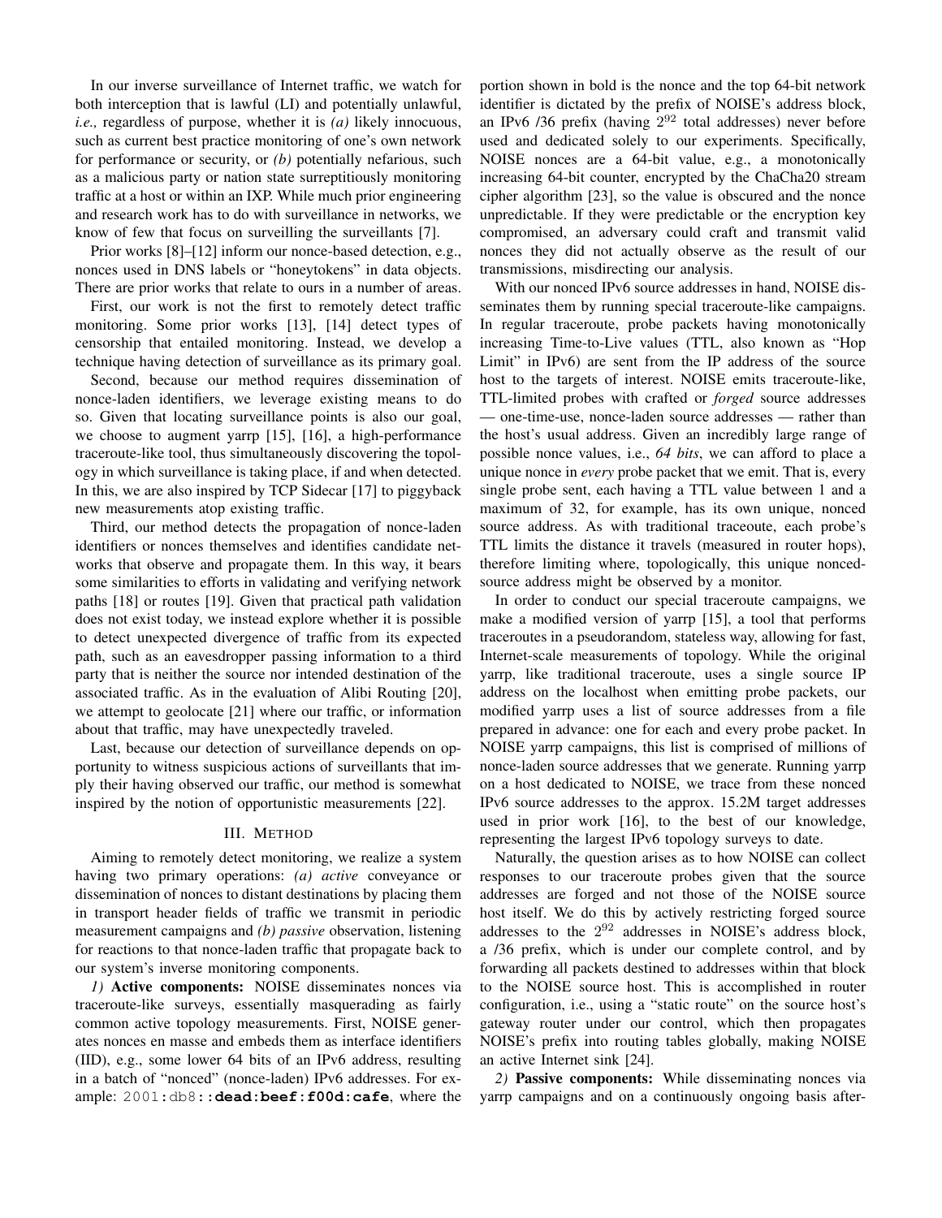In our inverse surveillance of Internet traffic, we watch for both interception that is lawful (LI) and potentially unlawful, *i.e.,* regardless of purpose, whether it is *(a)* likely innocuous, such as current best practice monitoring of one's own network for performance or security, or *(b)* potentially nefarious, such as a malicious party or nation state surreptitiously monitoring traffic at a host or within an IXP. While much prior engineering and research work has to do with surveillance in networks, we know of few that focus on surveilling the surveillants [7].

Prior works [8]–[12] inform our nonce-based detection, e.g., nonces used in DNS labels or "honeytokens" in data objects. There are prior works that relate to ours in a number of areas.

First, our work is not the first to remotely detect traffic monitoring. Some prior works [13], [14] detect types of censorship that entailed monitoring. Instead, we develop a technique having detection of surveillance as its primary goal.

Second, because our method requires dissemination of nonce-laden identifiers, we leverage existing means to do so. Given that locating surveillance points is also our goal, we choose to augment yarrp [15], [16], a high-performance traceroute-like tool, thus simultaneously discovering the topology in which surveillance is taking place, if and when detected. In this, we are also inspired by TCP Sidecar [17] to piggyback new measurements atop existing traffic.

Third, our method detects the propagation of nonce-laden identifiers or nonces themselves and identifies candidate networks that observe and propagate them. In this way, it bears some similarities to efforts in validating and verifying network paths [18] or routes [19]. Given that practical path validation does not exist today, we instead explore whether it is possible to detect unexpected divergence of traffic from its expected path, such as an eavesdropper passing information to a third party that is neither the source nor intended destination of the associated traffic. As in the evaluation of Alibi Routing [20], we attempt to geolocate [21] where our traffic, or information about that traffic, may have unexpectedly traveled.

Last, because our detection of surveillance depends on opportunity to witness suspicious actions of surveillants that imply their having observed our traffic, our method is somewhat inspired by the notion of opportunistic measurements [22].

## III. Method

Aiming to remotely detect monitoring, we realize a system having two primary operations: *(a) active* conveyance or dissemination of nonces to distant destinations by placing them in transport header fields of traffic we transmit in periodic measurement campaigns and *(b) passive* observation, listening for reactions to that nonce-laden traffic that propagate back to our system's inverse monitoring components.

*1)* **Active components:** NOISE disseminates nonces via traceroute-like surveys, essentially masquerading as fairly common active topology measurements. First, NOISE generates nonces en masse and embeds them as interface identifiers (IID), e.g., some lower 64 bits of an IPv6 address, resulting in a batch of "nonced" (nonce-laden) IPv6 addresses. For example: `2001:db8:`**`:dead:beef:f00d:cafe`**, where the portion shown in bold is the nonce and the top 64-bit network identifier is dictated by the prefix of NOISE's address block, an IPv6 /36 prefix (having $2^{92}$ total addresses) never before used and dedicated solely to our experiments. Specifically, NOISE nonces are a 64-bit value, e.g., a monotonically increasing 64-bit counter, encrypted by the ChaCha20 stream cipher algorithm [23], so the value is obscured and the nonce unpredictable. If they were predictable or the encryption key compromised, an adversary could craft and transmit valid nonces they did not actually observe as the result of our transmissions, misdirecting our analysis.

With our nonced IPv6 source addresses in hand, NOISE disseminates them by running special traceroute-like campaigns. In regular traceroute, probe packets having monotonically increasing Time-to-Live values (TTL, also known as "Hop Limit" in IPv6) are sent from the IP address of the source host to the targets of interest. NOISE emits traceroute-like, TTL-limited probes with crafted or *forged* source addresses — one-time-use, nonce-laden source addresses — rather than the host's usual address. Given an incredibly large range of possible nonce values, i.e., *64 bits*, we can afford to place a unique nonce in *every* probe packet that we emit. That is, every single probe sent, each having a TTL value between 1 and a maximum of 32, for example, has its own unique, nonced source address. As with traditional traceoute, each probe's TTL limits the distance it travels (measured in router hops), therefore limiting where, topologically, this unique nonced-source address might be observed by a monitor.

In order to conduct our special traceroute campaigns, we make a modified version of yarrp [15], a tool that performs traceroutes in a pseudorandom, stateless way, allowing for fast, Internet-scale measurements of topology. While the original yarrp, like traditional traceroute, uses a single source IP address on the localhost when emitting probe packets, our modified yarrp uses a list of source addresses from a file prepared in advance: one for each and every probe packet. In NOISE yarrp campaigns, this list is comprised of millions of nonce-laden source addresses that we generate. Running yarrp on a host dedicated to NOISE, we trace from these nonced IPv6 source addresses to the approx. 15.2M target addresses used in prior work [16], to the best of our knowledge, representing the largest IPv6 topology surveys to date.

Naturally, the question arises as to how NOISE can collect responses to our traceroute probes given that the source addresses are forged and not those of the NOISE source host itself. We do this by actively restricting forged source addresses to the $2^{92}$ addresses in NOISE's address block, a /36 prefix, which is under our complete control, and by forwarding all packets destined to addresses within that block to the NOISE source host. This is accomplished in router configuration, i.e., using a "static route" on the source host's gateway router under our control, which then propagates NOISE's prefix into routing tables globally, making NOISE an active Internet sink [24].

*2)* **Passive components:** While disseminating nonces via yarrp campaigns and on a continuously ongoing basis after-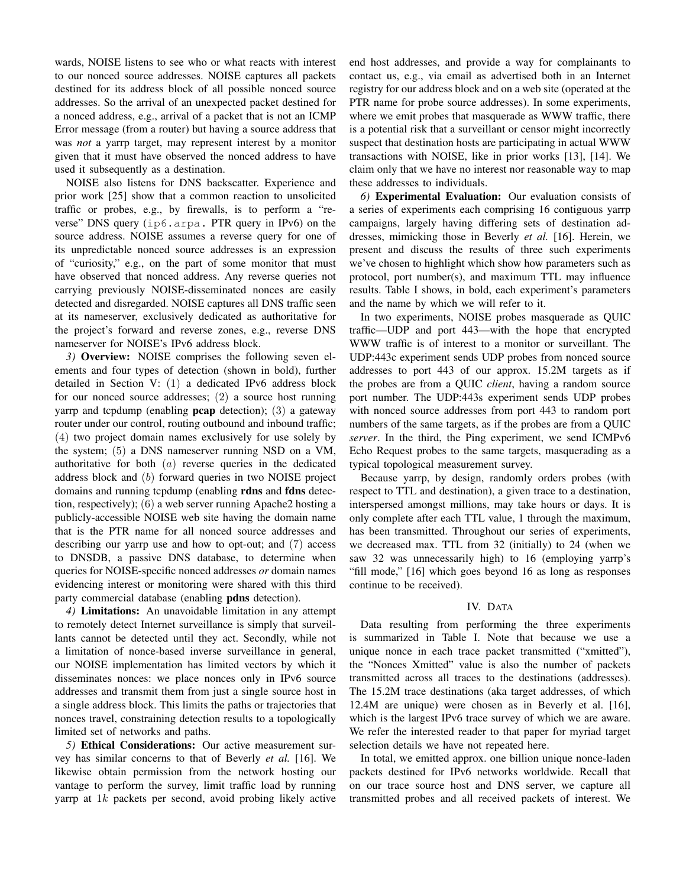wards, NOISE listens to see who or what reacts with interest to our nonced source addresses. NOISE captures all packets destined for its address block of all possible nonced source addresses. So the arrival of an unexpected packet destined for a nonced address, e.g., arrival of a packet that is not an ICMP Error message (from a router) but having a source address that was *not* a yarrp target, may represent interest by a monitor given that it must have observed the nonced address to have used it subsequently as a destination.

NOISE also listens for DNS backscatter. Experience and prior work [25] show that a common reaction to unsolicited traffic or probes, e.g., by firewalls, is to perform a "reverse" DNS query (`ip6.arpa.` PTR query in IPv6) on the source address. NOISE assumes a reverse query for one of its unpredictable nonced source addresses is an expression of "curiosity," e.g., on the part of some monitor that must have observed that nonced address. Any reverse queries not carrying previously NOISE-disseminated nonces are easily detected and disregarded. NOISE captures all DNS traffic seen at its nameserver, exclusively dedicated as authoritative for the project's forward and reverse zones, e.g., reverse DNS nameserver for NOISE's IPv6 address block.

*3)* **Overview:** NOISE comprises the following seven elements and four types of detection (shown in bold), further detailed in Section V: (1) a dedicated IPv6 address block for our nonced source addresses; (2) a source host running yarrp and tcpdump (enabling **pcap** detection); (3) a gateway router under our control, routing outbound and inbound traffic; (4) two project domain names exclusively for use solely by the system; (5) a DNS nameserver running NSD on a VM, authoritative for both $(a)$ reverse queries in the dedicated address block and $(b)$ forward queries in two NOISE project domains and running tcpdump (enabling **rdns** and **fdns** detection, respectively); (6) a web server running Apache2 hosting a publicly-accessible NOISE web site having the domain name that is the PTR name for all nonced source addresses and describing our yarrp use and how to opt-out; and (7) access to DNSDB, a passive DNS database, to determine when queries for NOISE-specific nonced addresses *or* domain names evidencing interest or monitoring were shared with this third party commercial database (enabling **pdns** detection).

*4)* **Limitations:** An unavoidable limitation in any attempt to remotely detect Internet surveillance is simply that surveillants cannot be detected until they act. Secondly, while not a limitation of nonce-based inverse surveillance in general, our NOISE implementation has limited vectors by which it disseminates nonces: we place nonces only in IPv6 source addresses and transmit them from just a single source host in a single address block. This limits the paths or trajectories that nonces travel, constraining detection results to a topologically limited set of networks and paths.

*5)* **Ethical Considerations:** Our active measurement survey has similar concerns to that of Beverly *et al.* [16]. We likewise obtain permission from the network hosting our vantage to perform the survey, limit traffic load by running yarrp at $1k$ packets per second, avoid probing likely active end host addresses, and provide a way for complainants to contact us, e.g., via email as advertised both in an Internet registry for our address block and on a web site (operated at the PTR name for probe source addresses). In some experiments, where we emit probes that masquerade as WWW traffic, there is a potential risk that a surveillant or censor might incorrectly suspect that destination hosts are participating in actual WWW transactions with NOISE, like in prior works [13], [14]. We claim only that we have no interest nor reasonable way to map these addresses to individuals.

*6)* **Experimental Evaluation:** Our evaluation consists of a series of experiments each comprising 16 contiguous yarrp campaigns, largely having differing sets of destination addresses, mimicking those in Beverly *et al.* [16]. Herein, we present and discuss the results of three such experiments we've chosen to highlight which show how parameters such as protocol, port number(s), and maximum TTL may influence results. Table I shows, in bold, each experiment's parameters and the name by which we will refer to it.

In two experiments, NOISE probes masquerade as QUIC traffic—UDP and port 443—with the hope that encrypted WWW traffic is of interest to a monitor or surveillant. The UDP:443c experiment sends UDP probes from nonced source addresses to port 443 of our approx. 15.2M targets as if the probes are from a QUIC *client*, having a random source port number. The UDP:443s experiment sends UDP probes with nonced source addresses from port 443 to random port numbers of the same targets, as if the probes are from a QUIC *server*. In the third, the Ping experiment, we send ICMPv6 Echo Request probes to the same targets, masquerading as a typical topological measurement survey.

Because yarrp, by design, randomly orders probes (with respect to TTL and destination), a given trace to a destination, interspersed amongst millions, may take hours or days. It is only complete after each TTL value, 1 through the maximum, has been transmitted. Throughout our series of experiments, we decreased max. TTL from 32 (initially) to 24 (when we saw 32 was unnecessarily high) to 16 (employing yarrp's "fill mode," [16] which goes beyond 16 as long as responses continue to be received).

## IV. Data

Data resulting from performing the three experiments is summarized in Table I. Note that because we use a unique nonce in each trace packet transmitted ("xmitted"), the "Nonces Xmitted" value is also the number of packets transmitted across all traces to the destinations (addresses). The 15.2M trace destinations (aka target addresses, of which 12.4M are unique) were chosen as in Beverly et al. [16], which is the largest IPv6 trace survey of which we are aware. We refer the interested reader to that paper for myriad target selection details we have not repeated here.

In total, we emitted approx. one billion unique nonce-laden packets destined for IPv6 networks worldwide. Recall that on our trace source host and DNS server, we capture all transmitted probes and all received packets of interest. We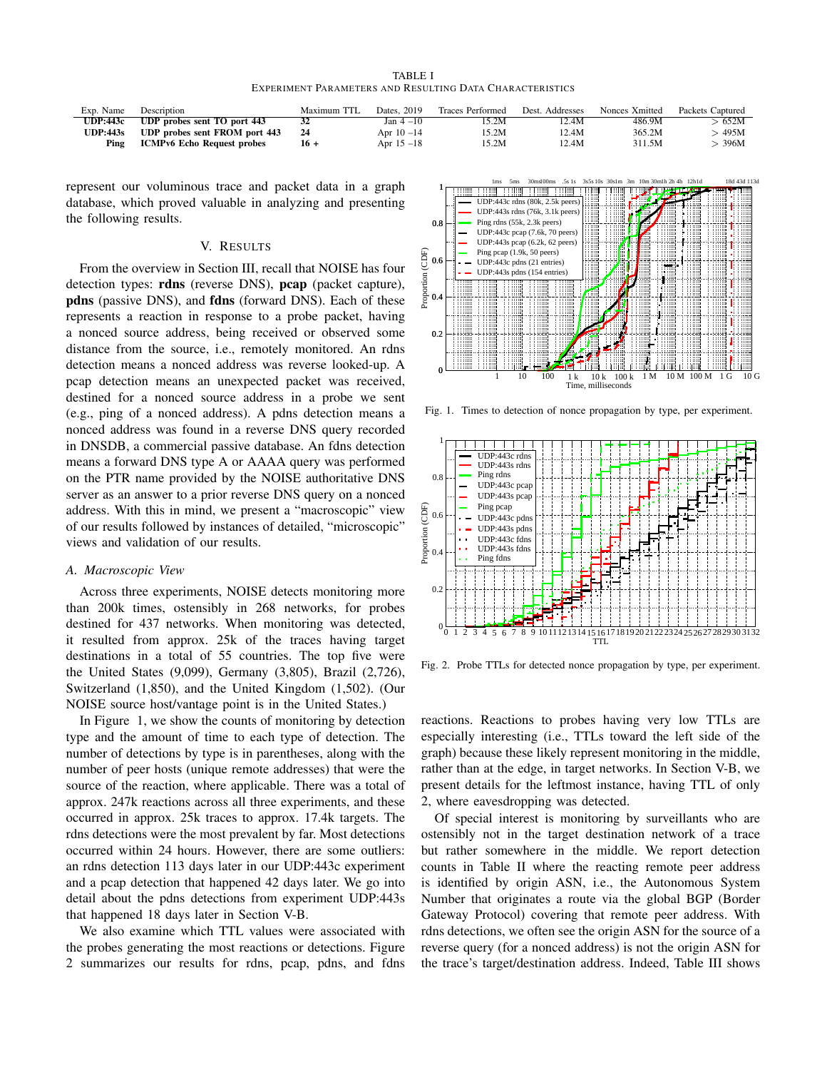TABLE I
EXPERIMENT PARAMETERS AND RESULTING DATA CHARACTERISTICS

| Exp. Name | Description | Maximum TTL | Dates, 2019 | Traces Performed | Dest. Addresses | Nonces Xmitted | Packets Captured |
|---|---|---|---|---|---|---|---|
| **UDP:443c** | **UDP probes sent TO port 443** | **32** | Jan 4 –10 | 15.2M | 12.4M | 486.9M | > 652M |
| **UDP:443s** | **UDP probes sent FROM port 443** | **24** | Apr 10 –14 | 15.2M | 12.4M | 365.2M | > 495M |
| **Ping** | **ICMPv6 Echo Request probes** | **16 +** | Apr 15 –18 | 15.2M | 12.4M | 311.5M | > 396M |

represent our voluminous trace and packet data in a graph database, which proved valuable in analyzing and presenting the following results.

## V. RESULTS

From the overview in Section III, recall that NOISE has four detection types: **rdns** (reverse DNS), **pcap** (packet capture), **pdns** (passive DNS), and **fdns** (forward DNS). Each of these represents a reaction in response to a probe packet, having a nonced source address, being received or observed some distance from the source, i.e., remotely monitored. An rdns detection means a nonced address was reverse looked-up. A pcap detection means an unexpected packet was received, destined for a nonced source address in a probe we sent (e.g., ping of a nonced address). A pdns detection means a nonced address was found in a reverse DNS query recorded in DNSDB, a commercial passive database. An fdns detection means a forward DNS type A or AAAA query was performed on the PTR name provided by the NOISE authoritative DNS server as an answer to a prior reverse DNS query on a nonced address. With this in mind, we present a "macroscopic" view of our results followed by instances of detailed, "microscopic" views and validation of our results.

### A. Macroscopic View

Across three experiments, NOISE detects monitoring more than 200k times, ostensibly in 268 networks, for probes destined for 437 networks. When monitoring was detected, it resulted from approx. 25k of the traces having target destinations in a total of 55 countries. The top five were the United States (9,099), Germany (3,805), Brazil (2,726), Switzerland (1,850), and the United Kingdom (1,502). (Our NOISE source host/vantage point is in the United States.)

In Figure 1, we show the counts of monitoring by detection type and the amount of time to each type of detection. The number of detections by type is in parentheses, along with the number of peer hosts (unique remote addresses) that were the source of the reaction, where applicable. There was a total of approx. 247k reactions across all three experiments, and these occurred in approx. 25k traces to approx. 17.4k targets. The rdns detections were the most prevalent by far. Most detections occurred within 24 hours. However, there are some outliers: an rdns detection 113 days later in our UDP:443c experiment and a pcap detection that happened 42 days later. We go into detail about the pdns detections from experiment UDP:443s that happened 18 days later in Section V-B.

We also examine which TTL values were associated with the probes generating the most reactions or detections. Figure 2 summarizes our results for rdns, pcap, pdns, and fdns reactions. Reactions to probes having very low TTLs are especially interesting (i.e., TTLs toward the left side of the graph) because these likely represent monitoring in the middle, rather than at the edge, in target networks. In Section V-B, we present details for the leftmost instance, having TTL of only 2, where eavesdropping was detected.

Of special interest is monitoring by surveillants who are ostensibly not in the target destination network of a trace but rather somewhere in the middle. We report detection counts in Table II where the reacting remote peer address is identified by origin ASN, i.e., the Autonomous System Number that originates a route via the global BGP (Border Gateway Protocol) covering that remote peer address. With rdns detections, we often see the origin ASN for the source of a reverse query (for a nonced address) is not the origin ASN for the trace's target/destination address. Indeed, Table III shows

Fig. 1. Times to detection of nonce propagation by type, per experiment.

Fig. 2. Probe TTLs for detected nonce propagation by type, per experiment.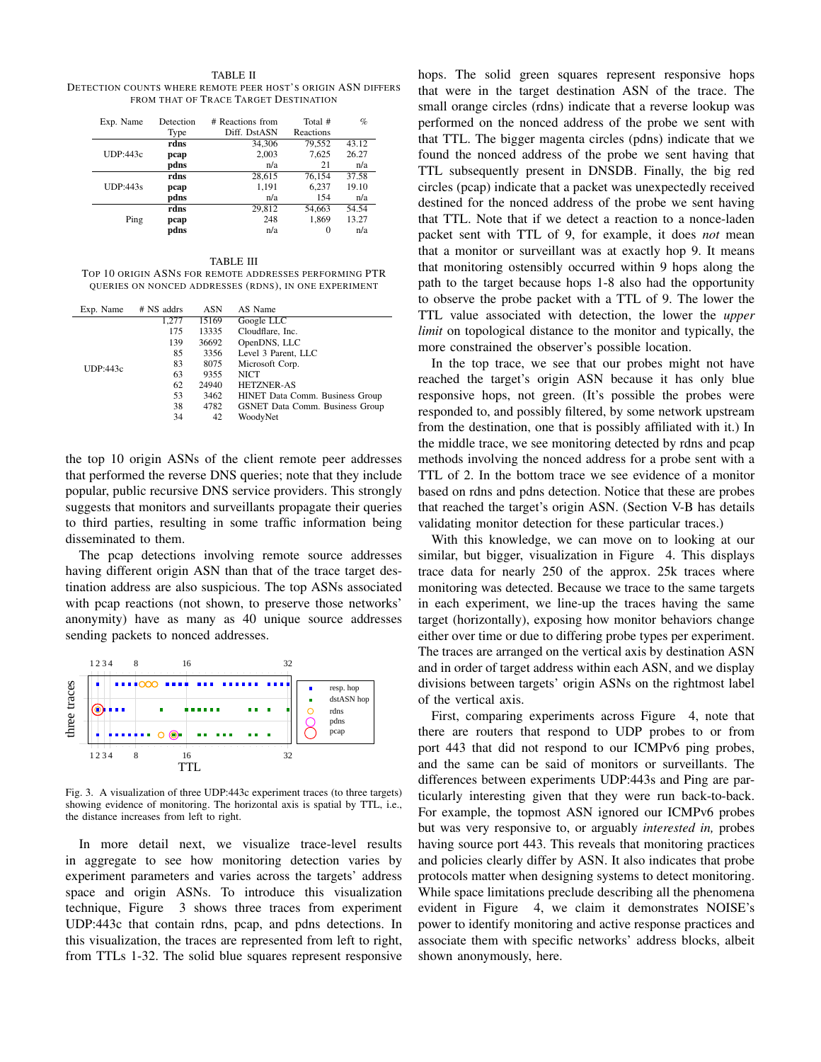TABLE II
DETECTION COUNTS WHERE REMOTE PEER HOST'S ORIGIN ASN DIFFERS FROM THAT OF TRACE TARGET DESTINATION

| Exp. Name | Detection Type | # Reactions from Diff. DstASN | Total # Reactions | % |
|---|---|---|---|---|
| UDP:443c | **rdns** | 34,306 | 79,552 | 43.12 |
| | **pcap** | 2,003 | 7,625 | 26.27 |
| | **pdns** | n/a | 21 | n/a |
| UDP:443s | **rdns** | 28,615 | 76,154 | 37.58 |
| | **pcap** | 1,191 | 6,237 | 19.10 |
| | **pdns** | n/a | 154 | n/a |
| Ping | **rdns** | 29,812 | 54,663 | 54.54 |
| | **pcap** | 248 | 1,869 | 13.27 |
| | **pdns** | n/a | 0 | n/a |

TABLE III
TOP 10 ORIGIN ASNS FOR REMOTE ADDRESSES PERFORMING PTR QUERIES ON NONCED ADDRESSES (RDNS), IN ONE EXPERIMENT

| Exp. Name | # NS addrs | ASN | AS Name |
|---|---|---|---|
| UDP:443c | 1,277 | 15169 | Google LLC |
| | 175 | 13335 | Cloudflare, Inc. |
| | 139 | 36692 | OpenDNS, LLC |
| | 85 | 3356 | Level 3 Parent, LLC |
| | 83 | 8075 | Microsoft Corp. |
| | 63 | 9355 | NICT |
| | 62 | 24940 | HETZNER-AS |
| | 53 | 3462 | HINET Data Comm. Business Group |
| | 38 | 4782 | GSNET Data Comm. Business Group |
| | 34 | 42 | WoodyNet |

the top 10 origin ASNs of the client remote peer addresses that performed the reverse DNS queries; note that they include popular, public recursive DNS service providers. This strongly suggests that monitors and surveillants propagate their queries to third parties, resulting in some traffic information being disseminated to them.

The pcap detections involving remote source addresses having different origin ASN than that of the trace target destination address are also suspicious. The top ASNs associated with pcap reactions (not shown, to preserve those networks' anonymity) have as many as 40 unique source addresses sending packets to nonced addresses.

Fig. 3. A visualization of three UDP:443c experiment traces (to three targets) showing evidence of monitoring. The horizontal axis is spatial by TTL, i.e., the distance increases from left to right.

In more detail next, we visualize trace-level results in aggregate to see how monitoring detection varies by experiment parameters and varies across the targets' address space and origin ASNs. To introduce this visualization technique, Figure 3 shows three traces from experiment UDP:443c that contain rdns, pcap, and pdns detections. In this visualization, the traces are represented from left to right, from TTLs 1-32. The solid blue squares represent responsive hops. The solid green squares represent responsive hops that were in the target destination ASN of the trace. The small orange circles (rdns) indicate that a reverse lookup was performed on the nonced address of the probe we sent with that TTL. The bigger magenta circles (pdns) indicate that we found the nonced address of the probe we sent having that TTL subsequently present in DNSDB. Finally, the big red circles (pcap) indicate that a packet was unexpectedly received destined for the nonced address of the probe we sent having that TTL. Note that if we detect a reaction to a nonce-laden packet sent with TTL of 9, for example, it does *not* mean that a monitor or surveillant was at exactly hop 9. It means that monitoring ostensibly occurred within 9 hops along the path to the target because hops 1-8 also had the opportunity to observe the probe packet with a TTL of 9. The lower the TTL value associated with detection, the lower the *upper limit* on topological distance to the monitor and typically, the more constrained the observer's possible location.

In the top trace, we see that our probes might not have reached the target's origin ASN because it has only blue responsive hops, not green. (It's possible the probes were responded to, and possibly filtered, by some network upstream from the destination, one that is possibly affiliated with it.) In the middle trace, we see monitoring detected by rdns and pcap methods involving the nonced address for a probe sent with a TTL of 2. In the bottom trace we see evidence of a monitor based on rdns and pdns detection. Notice that these are probes that reached the target's origin ASN. (Section V-B has details validating monitor detection for these particular traces.)

With this knowledge, we can move on to looking at our similar, but bigger, visualization in Figure 4. This displays trace data for nearly 250 of the approx. 25k traces where monitoring was detected. Because we trace to the same targets in each experiment, we line-up the traces having the same target (horizontally), exposing how monitor behaviors change either over time or due to differing probe types per experiment. The traces are arranged on the vertical axis by destination ASN and in order of target address within each ASN, and we display divisions between targets' origin ASNs on the rightmost label of the vertical axis.

First, comparing experiments across Figure 4, note that there are routers that respond to UDP probes to or from port 443 that did not respond to our ICMPv6 ping probes, and the same can be said of monitors or surveillants. The differences between experiments UDP:443s and Ping are particularly interesting given that they were run back-to-back. For example, the topmost ASN ignored our ICMPv6 probes but was very responsive to, or arguably *interested in,* probes having source port 443. This reveals that monitoring practices and policies clearly differ by ASN. It also indicates that probe protocols matter when designing systems to detect monitoring. While space limitations preclude describing all the phenomena evident in Figure 4, we claim it demonstrates NOISE's power to identify monitoring and active response practices and associate them with specific networks' address blocks, albeit shown anonymously, here.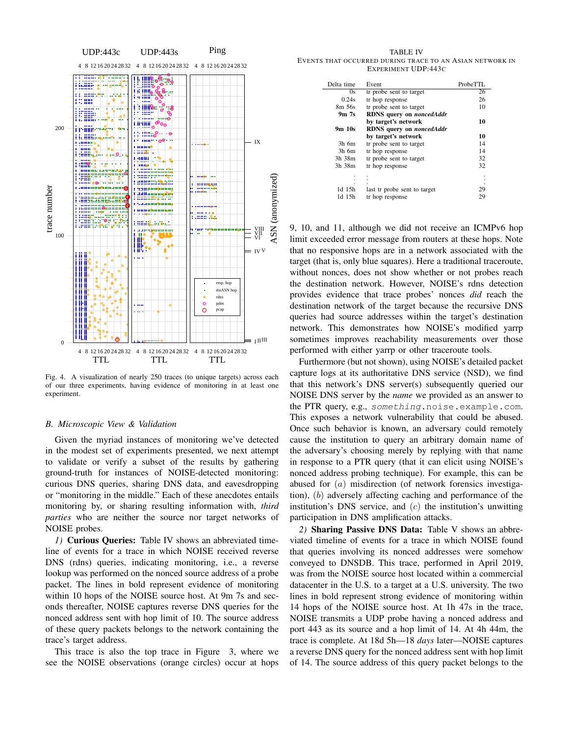Fig. 4. A visualization of nearly 250 traces (to unique targets) across each of our three experiments, having evidence of monitoring in at least one experiment.

### B. Microscopic View & Validation

Given the myriad instances of monitoring we've detected in the modest set of experiments presented, we next attempt to validate or verify a subset of the results by gathering ground-truth for instances of NOISE-detected monitoring: curious DNS queries, sharing DNS data, and eavesdropping or "monitoring in the middle." Each of these anecdotes entails monitoring by, or sharing resulting information with, *third parties* who are neither the source nor target networks of NOISE probes.

*1)* **Curious Queries:** Table IV shows an abbreviated timeline of events for a trace in which NOISE received reverse DNS (rdns) queries, indicating monitoring, i.e., a reverse lookup was performed on the nonced source address of a probe packet. The lines in bold represent evidence of monitoring within 10 hops of the NOISE source host. At 9m 7s and seconds thereafter, NOISE captures reverse DNS queries for the nonced address sent with hop limit of 10. The source address of these query packets belongs to the network containing the trace's target address.

This trace is also the top trace in Figure 3, where we see the NOISE observations (orange circles) occur at hops 9, 10, and 11, although we did not receive an ICMPv6 hop limit exceeded error message from routers at these hops. Note that no responsive hops are in a network associated with the target (that is, only blue squares). Here a traditional traceroute, without nonces, does not show whether or not probes reach the destination network. However, NOISE's rdns detection provides evidence that trace probes' nonces *did* reach the destination network of the target because the recursive DNS queries had source addresses within the target's destination network. This demonstrates how NOISE's modified yarrp sometimes improves reachability measurements over those performed with either yarrp or other traceroute tools.

Furthermore (but not shown), using NOISE's detailed packet capture logs at its authoritative DNS service (NSD), we find that this network's DNS server(s) subsequently queried our NOISE DNS server by the *name* we provided as an answer to the PTR query, e.g., `something.noise.example.com`. This exposes a network vulnerability that could be abused. Once such behavior is known, an adversary could remotely cause the institution to query an arbitrary domain name of the adversary's choosing merely by replying with that name in response to a PTR query (that it can elicit using NOISE's nonced address probing technique). For example, this can be abused for (*a*) misdirection (of network forensics investigation), (*b*) adversely affecting caching and performance of the institution's DNS service, and (*c*) the institution's unwitting participation in DNS amplification attacks.

TABLE IV
EVENTS THAT OCCURRED DURING TRACE TO AN ASIAN NETWORK IN EXPERIMENT UDP:443C

| Delta time | Event | ProbeTTL |
|---|---|---|
| 0s | tr probe sent to target | 26 |
| 0.24s | tr hop response | 26 |
| 8m 56s | tr probe sent to target | 10 |
| **9m 7s** | **RDNS query on *noncedAddr* by target's network** | **10** |
| **9m 10s** | **RDNS query on *noncedAddr* by target's network** | **10** |
| 3h 6m | tr probe sent to target | 14 |
| 3h 6m | tr hop response | 14 |
| 3h 38m | tr probe sent to target | 32 |
| 3h 38m | tr hop response | 32 |
| ⋮ | ⋮ | ⋮ |
| 1d 15h | last tr probe sent to target | 29 |
| 1d 15h | tr hop response | 29 |

*2)* **Sharing Passive DNS Data:** Table V shows an abbreviated timeline of events for a trace in which NOISE found that queries involving its nonced addresses were somehow conveyed to DNSDB. This trace, performed in April 2019, was from the NOISE source host located within a commercial datacenter in the U.S. to a target at a U.S. university. The two lines in bold represent strong evidence of monitoring within 14 hops of the NOISE source host. At 1h 47s in the trace, NOISE transmits a UDP probe having a nonced address and port 443 as its source and a hop limit of 14. At 4h 44m, the trace is complete. At 18d 5h—18 *days* later—NOISE captures a reverse DNS query for the nonced address sent with hop limit of 14. The source address of this query packet belongs to the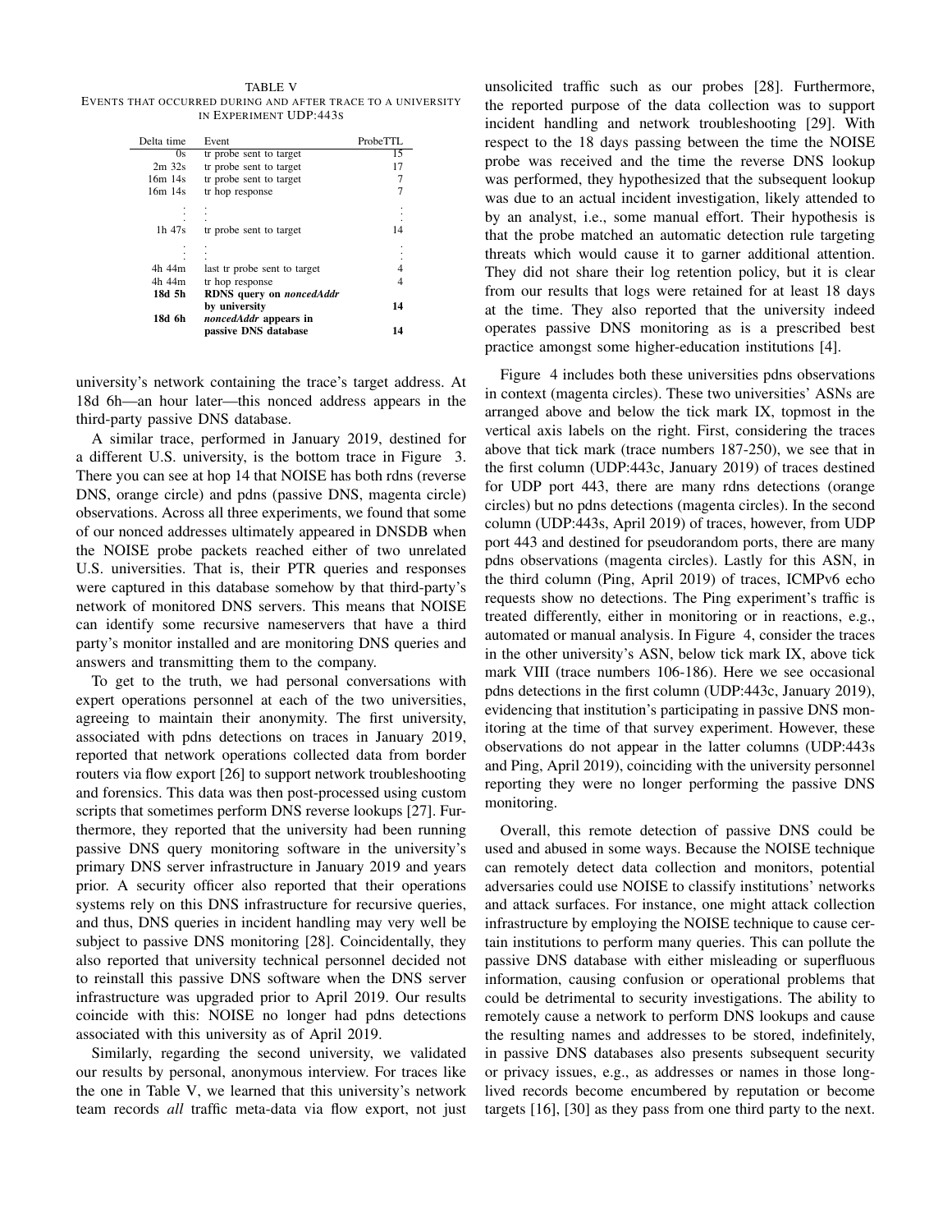TABLE V
EVENTS THAT OCCURRED DURING AND AFTER TRACE TO A UNIVERSITY IN EXPERIMENT UDP:443S

| Delta time | Event | ProbeTTL |
|---|---|---|
| 0s | tr probe sent to target | 15 |
| 2m 32s | tr probe sent to target | 17 |
| 16m 14s | tr probe sent to target | 7 |
| 16m 14s | tr hop response | 7 |
| ⋮ | ⋮ | ⋮ |
| 1h 47s | tr probe sent to target | 14 |
| ⋮ | ⋮ | ⋮ |
| 4h 44m | last tr probe sent to target | 4 |
| 4h 44m | tr hop response | 4 |
| **18d 5h** | **RDNS query on *noncedAddr* by university** | **14** |
| **18d 6h** | ***noncedAddr* appears in passive DNS database** | **14** |

university's network containing the trace's target address. At 18d 6h—an hour later—this nonced address appears in the third-party passive DNS database.

A similar trace, performed in January 2019, destined for a different U.S. university, is the bottom trace in Figure 3. There you can see at hop 14 that NOISE has both rdns (reverse DNS, orange circle) and pdns (passive DNS, magenta circle) observations. Across all three experiments, we found that some of our nonced addresses ultimately appeared in DNSDB when the NOISE probe packets reached either of two unrelated U.S. universities. That is, their PTR queries and responses were captured in this database somehow by that third-party's network of monitored DNS servers. This means that NOISE can identify some recursive nameservers that have a third party's monitor installed and are monitoring DNS queries and answers and transmitting them to the company.

To get to the truth, we had personal conversations with expert operations personnel at each of the two universities, agreeing to maintain their anonymity. The first university, associated with pdns detections on traces in January 2019, reported that network operations collected data from border routers via flow export [26] to support network troubleshooting and forensics. This data was then post-processed using custom scripts that sometimes perform DNS reverse lookups [27]. Furthermore, they reported that the university had been running passive DNS query monitoring software in the university's primary DNS server infrastructure in January 2019 and years prior. A security officer also reported that their operations systems rely on this DNS infrastructure for recursive queries, and thus, DNS queries in incident handling may very well be subject to passive DNS monitoring [28]. Coincidentally, they also reported that university technical personnel decided not to reinstall this passive DNS software when the DNS server infrastructure was upgraded prior to April 2019. Our results coincide with this: NOISE no longer had pdns detections associated with this university as of April 2019.

Similarly, regarding the second university, we validated our results by personal, anonymous interview. For traces like the one in Table V, we learned that this university's network team records *all* traffic meta-data via flow export, not just unsolicited traffic such as our probes [28]. Furthermore, the reported purpose of the data collection was to support incident handling and network troubleshooting [29]. With respect to the 18 days passing between the time the NOISE probe was received and the time the reverse DNS lookup was performed, they hypothesized that the subsequent lookup was due to an actual incident investigation, likely attended to by an analyst, i.e., some manual effort. Their hypothesis is that the probe matched an automatic detection rule targeting threats which would cause it to garner additional attention. They did not share their log retention policy, but it is clear from our results that logs were retained for at least 18 days at the time. They also reported that the university indeed operates passive DNS monitoring as is a prescribed best practice amongst some higher-education institutions [4].

Figure 4 includes both these universities pdns observations in context (magenta circles). These two universities' ASNs are arranged above and below the tick mark IX, topmost in the vertical axis labels on the right. First, considering the traces above that tick mark (trace numbers 187-250), we see that in the first column (UDP:443c, January 2019) of traces destined for UDP port 443, there are many rdns detections (orange circles) but no pdns detections (magenta circles). In the second column (UDP:443s, April 2019) of traces, however, from UDP port 443 and destined for pseudorandom ports, there are many pdns observations (magenta circles). Lastly for this ASN, in the third column (Ping, April 2019) of traces, ICMPv6 echo requests show no detections. The Ping experiment's traffic is treated differently, either in monitoring or in reactions, e.g., automated or manual analysis. In Figure 4, consider the traces in the other university's ASN, below tick mark IX, above tick mark VIII (trace numbers 106-186). Here we see occasional pdns detections in the first column (UDP:443c, January 2019), evidencing that institution's participating in passive DNS monitoring at the time of that survey experiment. However, these observations do not appear in the latter columns (UDP:443s and Ping, April 2019), coinciding with the university personnel reporting they were no longer performing the passive DNS monitoring.

Overall, this remote detection of passive DNS could be used and abused in some ways. Because the NOISE technique can remotely detect data collection and monitors, potential adversaries could use NOISE to classify institutions' networks and attack surfaces. For instance, one might attack collection infrastructure by employing the NOISE technique to cause certain institutions to perform many queries. This can pollute the passive DNS database with either misleading or superfluous information, causing confusion or operational problems that could be detrimental to security investigations. The ability to remotely cause a network to perform DNS lookups and cause the resulting names and addresses to be stored, indefinitely, in passive DNS databases also presents subsequent security or privacy issues, e.g., as addresses or names in those long-lived records become encumbered by reputation or become targets [16], [30] as they pass from one third party to the next.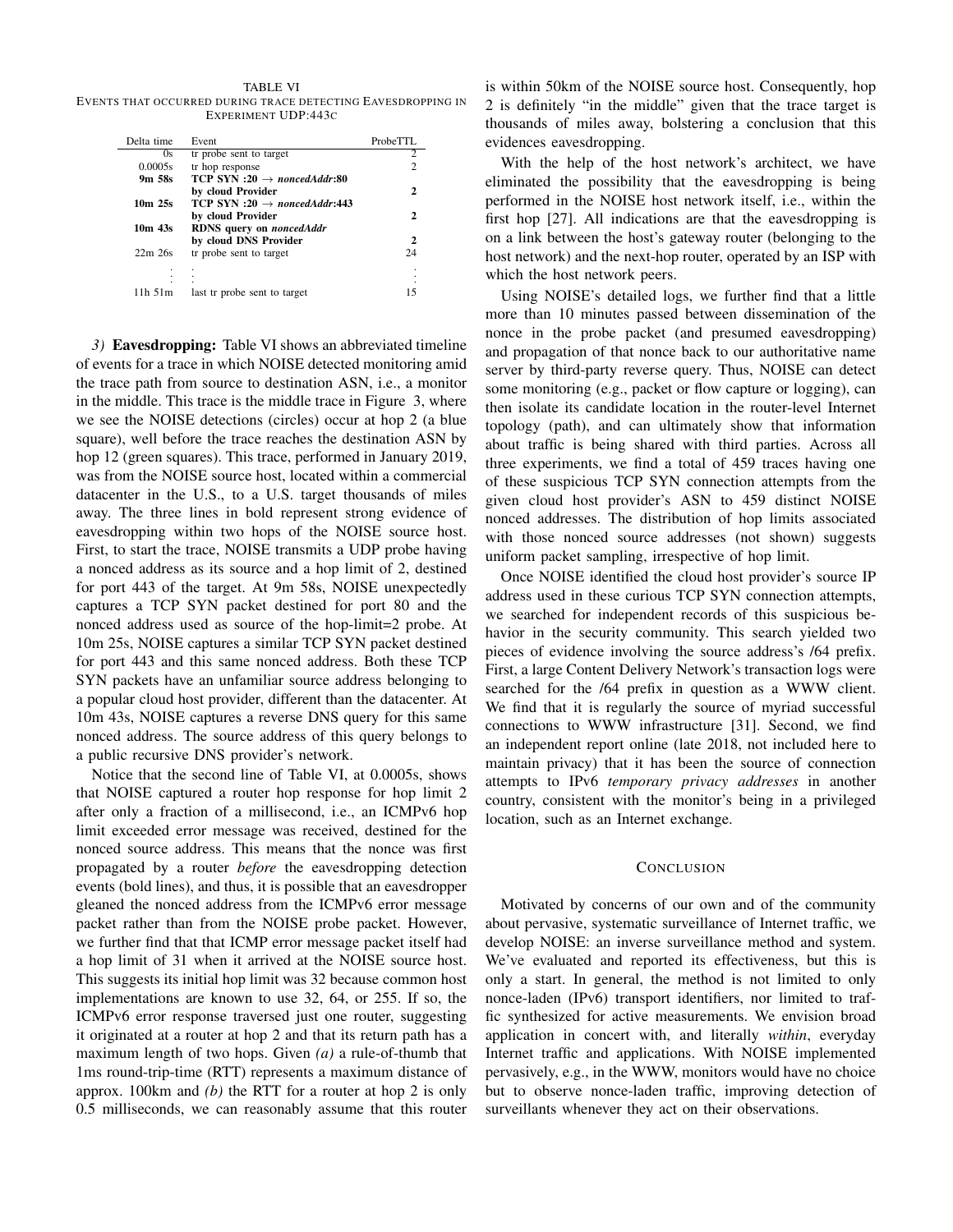TABLE VI
EVENTS THAT OCCURRED DURING TRACE DETECTING EAVESDROPPING IN EXPERIMENT UDP:443C

| Delta time | Event | ProbeTTL |
|---|---|---|
| 0s | tr probe sent to target | 2 |
| 0.0005s | tr hop response | 2 |
| **9m 58s** | **TCP SYN :20 → *noncedAddr*:80 by cloud Provider** | **2** |
| **10m 25s** | **TCP SYN :20 → *noncedAddr*:443 by cloud Provider** | **2** |
| **10m 43s** | **RDNS query on *noncedAddr* by cloud DNS Provider** | **2** |
| 22m 26s | tr probe sent to target | 24 |
| ⋮ | ⋮ | ⋮ |
| 11h 51m | last tr probe sent to target | 15 |

*3)* **Eavesdropping:** Table VI shows an abbreviated timeline of events for a trace in which NOISE detected monitoring amid the trace path from source to destination ASN, i.e., a monitor in the middle. This trace is the middle trace in Figure 3, where we see the NOISE detections (circles) occur at hop 2 (a blue square), well before the trace reaches the destination ASN by hop 12 (green squares). This trace, performed in January 2019, was from the NOISE source host, located within a commercial datacenter in the U.S., to a U.S. target thousands of miles away. The three lines in bold represent strong evidence of eavesdropping within two hops of the NOISE source host. First, to start the trace, NOISE transmits a UDP probe having a nonced address as its source and a hop limit of 2, destined for port 443 of the target. At 9m 58s, NOISE unexpectedly captures a TCP SYN packet destined for port 80 and the nonced address used as source of the hop-limit=2 probe. At 10m 25s, NOISE captures a similar TCP SYN packet destined for port 443 and this same nonced address. Both these TCP SYN packets have an unfamiliar source address belonging to a popular cloud host provider, different than the datacenter. At 10m 43s, NOISE captures a reverse DNS query for this same nonced address. The source address of this query belongs to a public recursive DNS provider's network.

Notice that the second line of Table VI, at 0.0005s, shows that NOISE captured a router hop response for hop limit 2 after only a fraction of a millisecond, i.e., an ICMPv6 hop limit exceeded error message was received, destined for the nonced source address. This means that the nonce was first propagated by a router *before* the eavesdropping detection events (bold lines), and thus, it is possible that an eavesdropper gleaned the nonced address from the ICMPv6 error message packet rather than from the NOISE probe packet. However, we further find that that ICMP error message packet itself had a hop limit of 31 when it arrived at the NOISE source host. This suggests its initial hop limit was 32 because common host implementations are known to use 32, 64, or 255. If so, the ICMPv6 error response traversed just one router, suggesting it originated at a router at hop 2 and that its return path has a maximum length of two hops. Given *(a)* a rule-of-thumb that 1ms round-trip-time (RTT) represents a maximum distance of approx. 100km and *(b)* the RTT for a router at hop 2 is only 0.5 milliseconds, we can reasonably assume that this router is within 50km of the NOISE source host. Consequently, hop 2 is definitely "in the middle" given that the trace target is thousands of miles away, bolstering a conclusion that this evidences eavesdropping.

With the help of the host network's architect, we have eliminated the possibility that the eavesdropping is being performed in the NOISE host network itself, i.e., within the first hop [27]. All indications are that the eavesdropping is on a link between the host's gateway router (belonging to the host network) and the next-hop router, operated by an ISP with which the host network peers.

Using NOISE's detailed logs, we further find that a little more than 10 minutes passed between dissemination of the nonce in the probe packet (and presumed eavesdropping) and propagation of that nonce back to our authoritative name server by third-party reverse query. Thus, NOISE can detect some monitoring (e.g., packet or flow capture or logging), can then isolate its candidate location in the router-level Internet topology (path), and can ultimately show that information about traffic is being shared with third parties. Across all three experiments, we find a total of 459 traces having one of these suspicious TCP SYN connection attempts from the given cloud host provider's ASN to 459 distinct NOISE nonced addresses. The distribution of hop limits associated with those nonced source addresses (not shown) suggests uniform packet sampling, irrespective of hop limit.

Once NOISE identified the cloud host provider's source IP address used in these curious TCP SYN connection attempts, we searched for independent records of this suspicious behavior in the security community. This search yielded two pieces of evidence involving the source address's /64 prefix. First, a large Content Delivery Network's transaction logs were searched for the /64 prefix in question as a WWW client. We find that it is regularly the source of myriad successful connections to WWW infrastructure [31]. Second, we find an independent report online (late 2018, not included here to maintain privacy) that it has been the source of connection attempts to IPv6 *temporary privacy addresses* in another country, consistent with the monitor's being in a privileged location, such as an Internet exchange.

## CONCLUSION

Motivated by concerns of our own and of the community about pervasive, systematic surveillance of Internet traffic, we develop NOISE: an inverse surveillance method and system. We've evaluated and reported its effectiveness, but this is only a start. In general, the method is not limited to only nonce-laden (IPv6) transport identifiers, nor limited to traffic synthesized for active measurements. We envision broad application in concert with, and literally *within*, everyday Internet traffic and applications. With NOISE implemented pervasively, e.g., in the WWW, monitors would have no choice but to observe nonce-laden traffic, improving detection of surveillants whenever they act on their observations.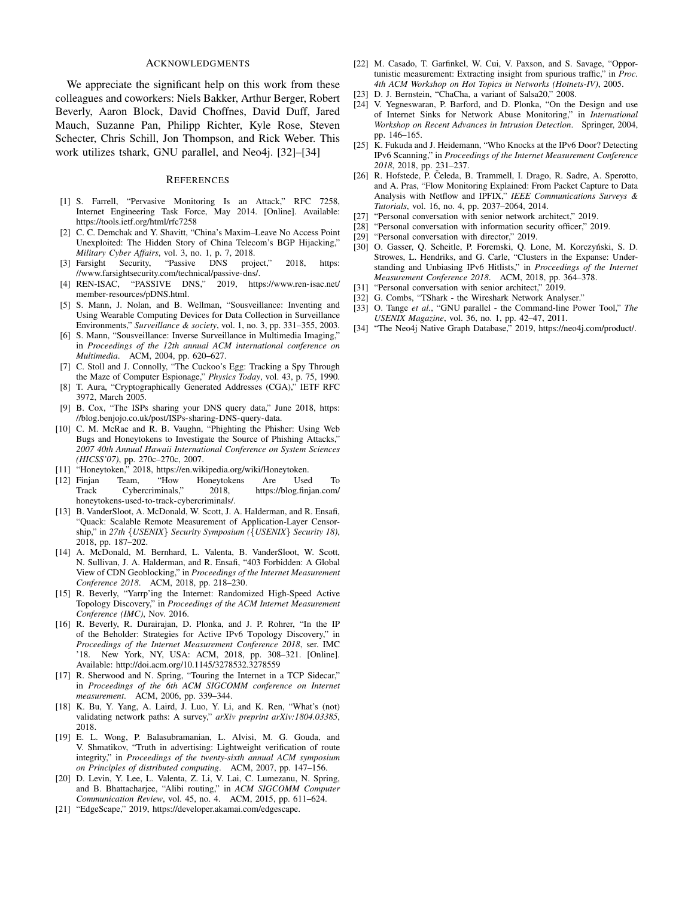## Acknowledgments

We appreciate the significant help on this work from these colleagues and coworkers: Niels Bakker, Arthur Berger, Robert Beverly, Aaron Block, David Choffnes, David Duff, Jared Mauch, Suzanne Pan, Philipp Richter, Kyle Rose, Steven Schecter, Chris Schill, Jon Thompson, and Rick Weber. This work utilizes tshark, GNU parallel, and Neo4j. [32]–[34]

## References

[1] S. Farrell, "Pervasive Monitoring Is an Attack," RFC 7258, Internet Engineering Task Force, May 2014. [Online]. Available: https://tools.ietf.org/html/rfc7258

[2] C. C. Demchak and Y. Shavitt, "China's Maxim–Leave No Access Point Unexploited: The Hidden Story of China Telecom's BGP Hijacking," *Military Cyber Affairs*, vol. 3, no. 1, p. 7, 2018.

[3] Farsight Security, "Passive DNS project," 2018, https://www.farsightsecurity.com/technical/passive-dns/.

[4] REN-ISAC, "PASSIVE DNS," 2019, https://www.ren-isac.net/member-resources/pDNS.html.

[5] S. Mann, J. Nolan, and B. Wellman, "Sousveillance: Inventing and Using Wearable Computing Devices for Data Collection in Surveillance Environments," *Surveillance & society*, vol. 1, no. 3, pp. 331–355, 2003.

[6] S. Mann, "Sousveillance: Inverse Surveillance in Multimedia Imaging," in *Proceedings of the 12th annual ACM international conference on Multimedia*. ACM, 2004, pp. 620–627.

[7] C. Stoll and J. Connolly, "The Cuckoo's Egg: Tracking a Spy Through the Maze of Computer Espionage," *Physics Today*, vol. 43, p. 75, 1990.

[8] T. Aura, "Cryptographically Generated Addresses (CGA)," IETF RFC 3972, March 2005.

[9] B. Cox, "The ISPs sharing your DNS query data," June 2018, https://blog.benjojo.co.uk/post/ISPs-sharing-DNS-query-data.

[10] C. M. McRae and R. B. Vaughn, "Phighting the Phisher: Using Web Bugs and Honeytokens to Investigate the Source of Phishing Attacks," *2007 40th Annual Hawaii International Conference on System Sciences (HICSS'07)*, pp. 270c–270c, 2007.

[11] "Honeytoken," 2018, https://en.wikipedia.org/wiki/Honeytoken.

[12] Finjan Team, "How Honeytokens Are Used To Track Cybercriminals," 2018, https://blog.finjan.com/honeytokens-used-to-track-cybercriminals/.

[13] B. VanderSloot, A. McDonald, W. Scott, J. A. Halderman, and R. Ensafi, "Quack: Scalable Remote Measurement of Application-Layer Censorship," in *27th {USENIX} Security Symposium ({USENIX} Security 18)*, 2018, pp. 187–202.

[14] A. McDonald, M. Bernhard, L. Valenta, B. VanderSloot, W. Scott, N. Sullivan, J. A. Halderman, and R. Ensafi, "403 Forbidden: A Global View of CDN Geoblocking," in *Proceedings of the Internet Measurement Conference 2018*. ACM, 2018, pp. 218–230.

[15] R. Beverly, "Yarrp'ing the Internet: Randomized High-Speed Active Topology Discovery," in *Proceedings of the ACM Internet Measurement Conference (IMC)*, Nov. 2016.

[16] R. Beverly, R. Durairajan, D. Plonka, and J. P. Rohrer, "In the IP of the Beholder: Strategies for Active IPv6 Topology Discovery," in *Proceedings of the Internet Measurement Conference 2018*, ser. IMC '18. New York, NY, USA: ACM, 2018, pp. 308–321. [Online]. Available: http://doi.acm.org/10.1145/3278532.3278559

[17] R. Sherwood and N. Spring, "Touring the Internet in a TCP Sidecar," in *Proceedings of the 6th ACM SIGCOMM conference on Internet measurement*. ACM, 2006, pp. 339–344.

[18] K. Bu, Y. Yang, A. Laird, J. Luo, Y. Li, and K. Ren, "What's (not) validating network paths: A survey," *arXiv preprint arXiv:1804.03385*, 2018.

[19] E. L. Wong, P. Balasubramanian, L. Alvisi, M. G. Gouda, and V. Shmatikov, "Truth in advertising: Lightweight verification of route integrity," in *Proceedings of the twenty-sixth annual ACM symposium on Principles of distributed computing*. ACM, 2007, pp. 147–156.

[20] D. Levin, Y. Lee, L. Valenta, Z. Li, V. Lai, C. Lumezanu, N. Spring, and B. Bhattacharjee, "Alibi routing," in *ACM SIGCOMM Computer Communication Review*, vol. 45, no. 4. ACM, 2015, pp. 611–624.

[21] "EdgeScape," 2019, https://developer.akamai.com/edgescape.

[22] M. Casado, T. Garfinkel, W. Cui, V. Paxson, and S. Savage, "Opportunistic measurement: Extracting insight from spurious traffic," in *Proc. 4th ACM Workshop on Hot Topics in Networks (Hotnets-IV)*, 2005.

[23] D. J. Bernstein, "ChaCha, a variant of Salsa20," 2008.

[24] V. Yegneswaran, P. Barford, and D. Plonka, "On the Design and use of Internet Sinks for Network Abuse Monitoring," in *International Workshop on Recent Advances in Intrusion Detection*. Springer, 2004, pp. 146–165.

[25] K. Fukuda and J. Heidemann, "Who Knocks at the IPv6 Door? Detecting IPv6 Scanning," in *Proceedings of the Internet Measurement Conference 2018*, 2018, pp. 231–237.

[26] R. Hofstede, P. Čeleda, B. Trammell, I. Drago, R. Sadre, A. Sperotto, and A. Pras, "Flow Monitoring Explained: From Packet Capture to Data Analysis with Netflow and IPFIX," *IEEE Communications Surveys & Tutorials*, vol. 16, no. 4, pp. 2037–2064, 2014.

[27] "Personal conversation with senior network architect," 2019.

[28] "Personal conversation with information security officer," 2019.

[29] "Personal conversation with director," 2019.

[30] O. Gasser, Q. Scheitle, P. Foremski, Q. Lone, M. Korczyński, S. D. Strowes, L. Hendriks, and G. Carle, "Clusters in the Expanse: Understanding and Unbiasing IPv6 Hitlists," in *Proceedings of the Internet Measurement Conference 2018*. ACM, 2018, pp. 364–378.

[31] "Personal conversation with senior architect," 2019.

[32] G. Combs, "TShark - the Wireshark Network Analyser."

[33] O. Tange *et al.*, "GNU parallel - the Command-line Power Tool," *The USENIX Magazine*, vol. 36, no. 1, pp. 42–47, 2011.

[34] "The Neo4j Native Graph Database," 2019, https://neo4j.com/product/.